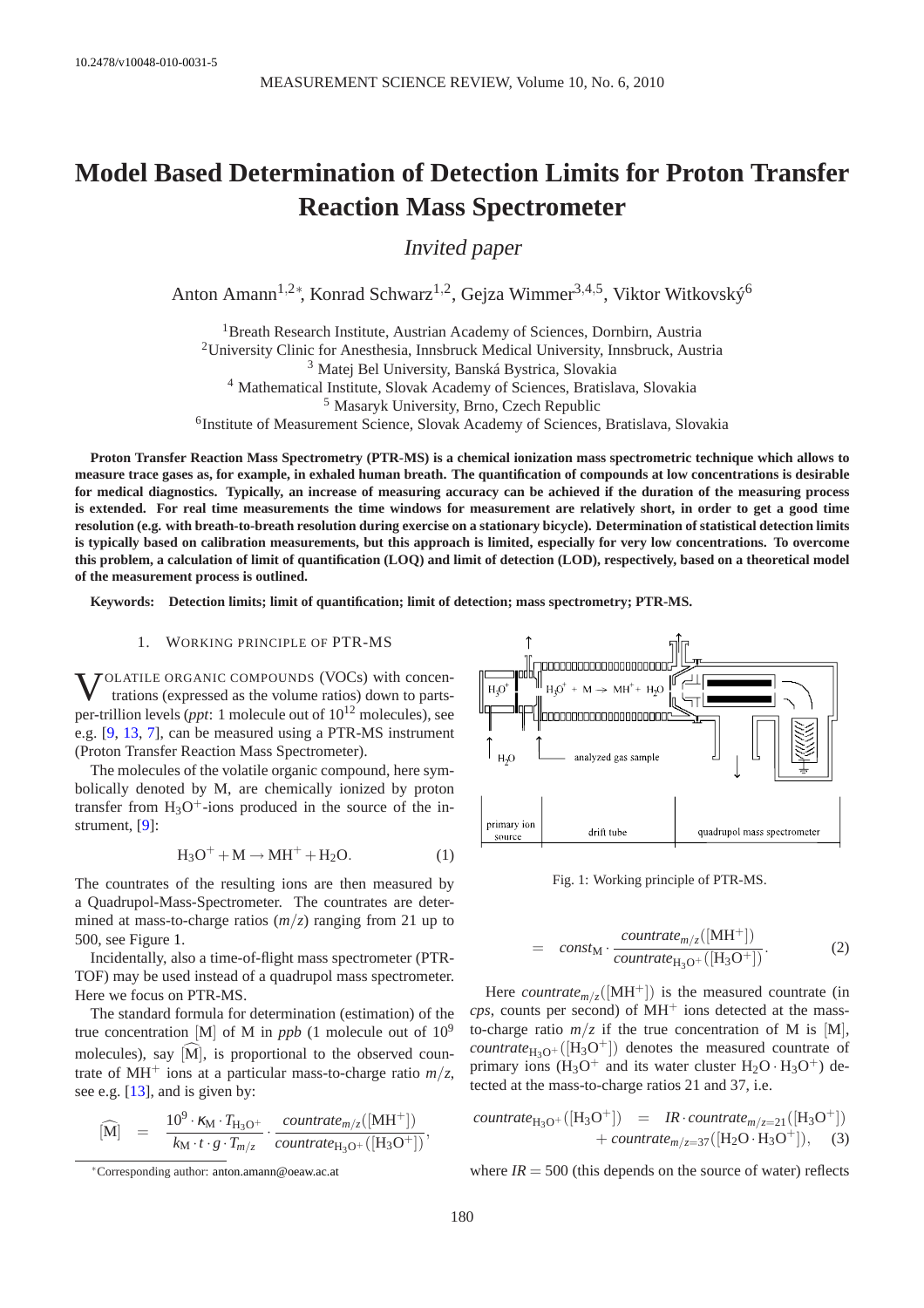10.2478/v10048-010-0031-5

# Model Based Determination of Detection Limits for Proton Transfer Reaction Mass Spectrometer

*Invited paper*

Anton Amann[1,2]*, Konrad Schwarz[1,2], Gejza Wimmer[3,4,5], Viktor Witkovský[6]

[1]Breath Research Institute, Austrian Academy of Sciences, Dornbirn, Austria
[2]University Clinic for Anesthesia, Innsbruck Medical University, Innsbruck, Austria
[3] Matej Bel University, Banská Bystrica, Slovakia
[4] Mathematical Institute, Slovak Academy of Sciences, Bratislava, Slovakia
[5] Masaryk University, Brno, Czech Republic
[6]Institute of Measurement Science, Slovak Academy of Sciences, Bratislava, Slovakia

**Proton Transfer Reaction Mass Spectrometry (PTR-MS) is a chemical ionization mass spectrometric technique which allows to measure trace gases as, for example, in exhaled human breath. The quantification of compounds at low concentrations is desirable for medical diagnostics. Typically, an increase of measuring accuracy can be achieved if the duration of the measuring process is extended. For real time measurements the time windows for measurement are relatively short, in order to get a good time resolution (e.g. with breath-to-breath resolution during exercise on a stationary bicycle). Determination of statistical detection limits is typically based on calibration measurements, but this approach is limited, especially for very low concentrations. To overcome this problem, a calculation of limit of quantification (LOQ) and limit of detection (LOD), respectively, based on a theoretical model of the measurement process is outlined.**

**Keywords: Detection limits; limit of quantification; limit of detection; mass spectrometry; PTR-MS.**

## 1. Working principle of PTR-MS

Volatile organic compounds (VOCs) with concentrations (expressed as the volume ratios) down to parts-per-trillion levels (*ppt*: 1 molecule out of $10^{12}$ molecules), see e.g. [9, 13, 7], can be measured using a PTR-MS instrument (Proton Transfer Reaction Mass Spectrometer).

The molecules of the volatile organic compound, here symbolically denoted by M, are chemically ionized by proton transfer from $H_3O^+$-ions produced in the source of the instrument, [9]:

$$H_3O^+ + M \rightarrow MH^+ + H_2O. \tag{1}$$

The countrates of the resulting ions are then measured by a Quadrupol-Mass-Spectrometer. The countrates are determined at mass-to-charge ratios ($m/z$) ranging from 21 up to 500, see Figure 1.

Incidentally, also a time-of-flight mass spectrometer (PTR-TOF) may be used instead of a quadrupol mass spectrometer. Here we focus on PTR-MS.

The standard formula for determination (estimation) of the true concentration $[M]$ of M in *ppb* (1 molecule out of $10^9$ molecules), say $\widehat{[M]}$, is proportional to the observed countrate of $MH^+$ ions at a particular mass-to-charge ratio $m/z$, see e.g. [13], and is given by:

$$\widehat{[M]} = \frac{10^9 \cdot \kappa_M \cdot T_{H_3O^+}}{k_M \cdot t \cdot g \cdot T_{m/z}} \cdot \frac{countrate_{m/z}([MH^+])}{countrate_{H_3O^+}([H_3O^+])},$$

$$= const_M \cdot \frac{countrate_{m/z}([MH^+])}{countrate_{H_3O^+}([H_3O^+])}. \tag{2}$$

Fig. 1: Working principle of PTR-MS.

Here $countrate_{m/z}([MH^+])$ is the measured countrate (in *cps*, counts per second) of $MH^+$ ions detected at the mass-to-charge ratio $m/z$ if the true concentration of M is [M], $countrate_{H_3O^+}([H_3O^+])$ denotes the measured countrate of primary ions ($H_3O^+$ and its water cluster $H_2O \cdot H_3O^+$) detected at the mass-to-charge ratios 21 and 37, i.e.

$$countrate_{H_3O^+}([H_3O^+]) = IR \cdot countrate_{m/z=21}([H_3O^+]) + countrate_{m/z=37}([H_2O \cdot H_3O^+]), \tag{3}$$

where $IR = 500$ (this depends on the source of water) reflects

*Corresponding author: anton.amann@oeaw.ac.at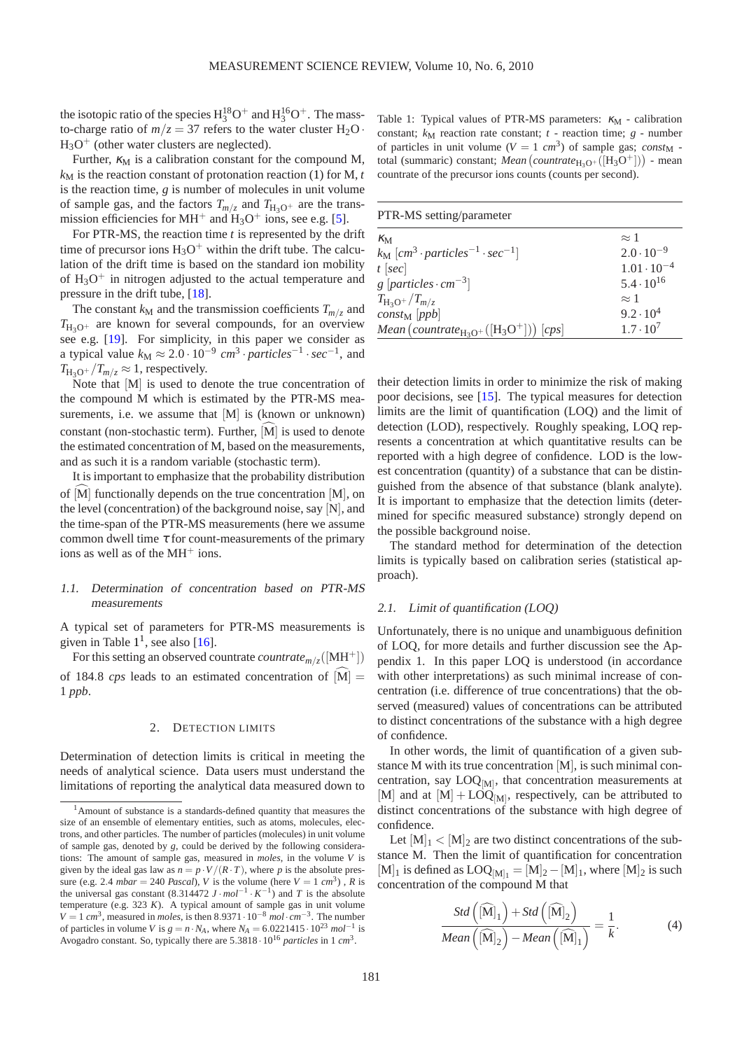the isotopic ratio of the species $H_3^{18}O^+$ and $H_3^{16}O^+$. The mass-to-charge ratio of $m/z = 37$ refers to the water cluster $H_2O \cdot H_3O^+$ (other water clusters are neglected).

Further, $\kappa_M$ is a calibration constant for the compound M, $k_M$ is the reaction constant of protonation reaction (1) for M, $t$ is the reaction time, $g$ is number of molecules in unit volume of sample gas, and the factors $T_{m/z}$ and $T_{H_3O^+}$ are the transmission efficiencies for $MH^+$ and $H_3O^+$ ions, see e.g. [5].

For PTR-MS, the reaction time $t$ is represented by the drift time of precursor ions $H_3O^+$ within the drift tube. The calculation of the drift time is based on the standard ion mobility of $H_3O^+$ in nitrogen adjusted to the actual temperature and pressure in the drift tube, [18].

The constant $k_M$ and the transmission coefficients $T_{m/z}$ and $T_{H_3O^+}$ are known for several compounds, for an overview see e.g. [19]. For simplicity, in this paper we consider as a typical value $k_M \approx 2.0 \cdot 10^{-9}$ $cm^3 \cdot particles^{-1} \cdot sec^{-1}$, and $T_{H_3O^+}/T_{m/z} \approx 1$, respectively.

Note that [M] is used to denote the true concentration of the compound M which is estimated by the PTR-MS measurements, i.e. we assume that [M] is (known or unknown) constant (non-stochastic term). Further, $\widehat{[\mathrm{M}]}$ is used to denote the estimated concentration of M, based on the measurements, and as such it is a random variable (stochastic term).

It is important to emphasize that the probability distribution of $\widehat{[\mathrm{M}]}$ functionally depends on the true concentration [M], on the level (concentration) of the background noise, say [N], and the time-span of the PTR-MS measurements (here we assume common dwell time $\tau$ for count-measurements of the primary ions as well as of the $MH^+$ ions.

### 1.1. Determination of concentration based on PTR-MS measurements

A typical set of parameters for PTR-MS measurements is given in Table 1[1], see also [16].

For this setting an observed countrate $countrate_{m/z}([\mathrm{MH}^+])$ of 184.8 *cps* leads to an estimated concentration of $\widehat{[\mathrm{M}]} = 1$ *ppb*.

## 2. DETECTION LIMITS

Determination of detection limits is critical in meeting the needs of analytical science. Data users must understand the limitations of reporting the analytical data measured down to their detection limits in order to minimize the risk of making poor decisions, see [15]. The typical measures for detection limits are the limit of quantification (LOQ) and the limit of detection (LOD), respectively. Roughly speaking, LOQ represents a concentration at which quantitative results can be reported with a high degree of confidence. LOD is the lowest concentration (quantity) of a substance that can be distinguished from the absence of that substance (blank analyte). It is important to emphasize that the detection limits (determined for specific measured substance) strongly depend on the possible background noise.

The standard method for determination of the detection limits is typically based on calibration series (statistical approach).

Table 1: Typical values of PTR-MS parameters: $\kappa_M$ - calibration constant; $k_M$ reaction rate constant; $t$ - reaction time; $g$ - number of particles in unit volume ($V = 1$ $cm^3$) of sample gas; $const_M$ - total (summaric) constant; $Mean\left(countrate_{H_3O^+}([H_3O^+])\right)$ - mean countrate of the precursor ions counts (counts per second).

| PTR-MS setting/parameter | |
|---|---|
| $\kappa_M$ | $\approx 1$ |
| $k_M$ $[cm^3 \cdot particles^{-1} \cdot sec^{-1}]$ | $2.0 \cdot 10^{-9}$ |
| $t$ $[sec]$ | $1.01 \cdot 10^{-4}$ |
| $g$ $[particles \cdot cm^{-3}]$ | $5.4 \cdot 10^{16}$ |
| $T_{H_3O^+}/T_{m/z}$ | $\approx 1$ |
| $const_M$ $[ppb]$ | $9.2 \cdot 10^4$ |
| $Mean\left(countrate_{H_3O^+}([H_3O^+])\right)$ $[cps]$ | $1.7 \cdot 10^7$ |

### 2.1. Limit of quantification (LOQ)

Unfortunately, there is no unique and unambiguous definition of LOQ, for more details and further discussion see the Appendix 1. In this paper LOQ is understood (in accordance with other interpretations) as such minimal increase of concentration (i.e. difference of true concentrations) that the observed (measured) values of concentrations can be attributed to distinct concentrations of the substance with a high degree of confidence.

In other words, the limit of quantification of a given substance M with its true concentration [M], is such minimal concentration, say $\mathrm{LOQ}_{[\mathrm{M}]}$, that concentration measurements at [M] and at $[\mathrm{M}] + \mathrm{LOQ}_{[\mathrm{M}]}$, respectively, can be attributed to distinct concentrations of the substance with high degree of confidence.

Let $[\mathrm{M}]_1 < [\mathrm{M}]_2$ are two distinct concentrations of the substance M. Then the limit of quantification for concentration $[\mathrm{M}]_1$ is defined as $\mathrm{LOQ}_{[\mathrm{M}]_1} = [\mathrm{M}]_2 - [\mathrm{M}]_1$, where $[\mathrm{M}]_2$ is such concentration of the compound M that

$$\frac{Std\left(\widehat{[\mathrm{M}]}_1\right) + Std\left(\widehat{[\mathrm{M}]}_2\right)}{Mean\left(\widehat{[\mathrm{M}]}_2\right) - Mean\left(\widehat{[\mathrm{M}]}_1\right)} = \frac{1}{k}. \tag{4}$$

---

[1] Amount of substance is a standards-defined quantity that measures the size of an ensemble of elementary entities, such as atoms, molecules, electrons, and other particles. The number of particles (molecules) in unit volume of sample gas, denoted by $g$, could be derived by the following considerations: The amount of sample gas, measured in *moles*, in the volume $V$ is given by the ideal gas law as $n = p \cdot V/(R \cdot T)$, where $p$ is the absolute pressure (e.g. 2.4 *mbar* = 240 *Pascal*), $V$ is the volume (here $V = 1$ $cm^3$) , $R$ is the universal gas constant ($8.314472$ $J \cdot mol^{-1} \cdot K^{-1}$) and $T$ is the absolute temperature (e.g. 323 $K$). A typical amount of sample gas in unit volume $V = 1$ $cm^3$, measured in *moles*, is then $8.9371 \cdot 10^{-8}$ $mol \cdot cm^{-3}$. The number of particles in volume $V$ is $g = n \cdot N_A$, where $N_A = 6.0221415 \cdot 10^{23}$ $mol^{-1}$ is Avogadro constant. So, typically there are $5.3818 \cdot 10^{16}$ *particles* in 1 $cm^3$.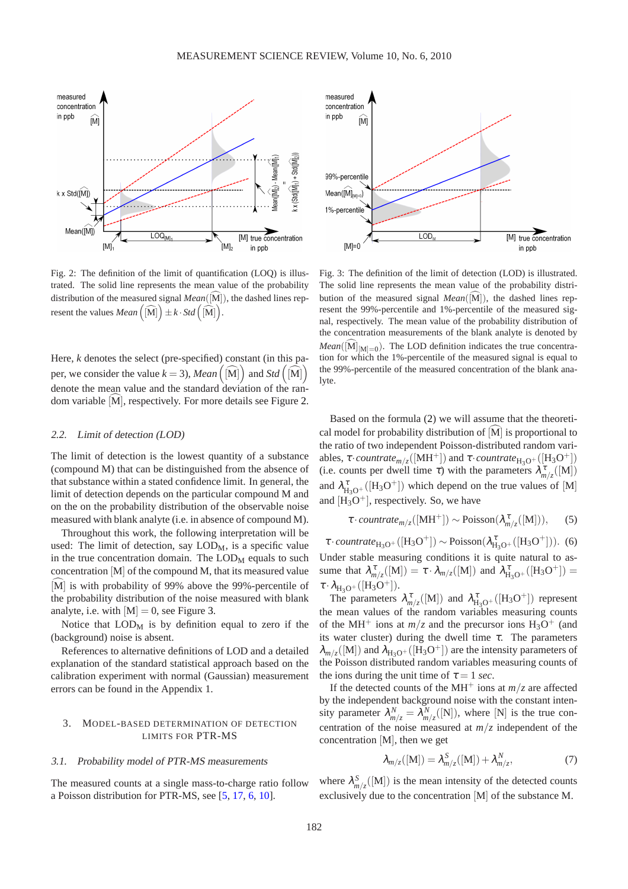Fig. 2: The definition of the limit of quantification (LOQ) is illustrated. The solid line represents the mean value of the probability distribution of the measured signal $Mean(\widehat{[\mathrm{M}]})$, the dashed lines represent the values $Mean\left(\widehat{[\mathrm{M}]}\right) \pm k \cdot Std\left(\widehat{[\mathrm{M}]}\right)$.

Here, $k$ denotes the select (pre-specified) constant (in this paper, we consider the value $k = 3$), $Mean\left(\widehat{[\mathrm{M}]}\right)$ and $Std\left(\widehat{[\mathrm{M}]}\right)$ denote the mean value and the standard deviation of the random variable $\widehat{[\mathrm{M}]}$, respectively. For more details see Figure 2.

### 2.2. Limit of detection (LOD)

The limit of detection is the lowest quantity of a substance (compound M) that can be distinguished from the absence of that substance within a stated confidence limit. In general, the limit of detection depends on the particular compound M and on the on the probability distribution of the observable noise measured with blank analyte (i.e. in absence of compound M).

Throughout this work, the following interpretation will be used: The limit of detection, say $\mathrm{LOD_M}$, is a specific value in the true concentration domain. The $\mathrm{LOD_M}$ equals to such concentration $[\mathrm{M}]$ of the compound M, that its measured value $\widehat{[\mathrm{M}]}$ is with probability of 99% above the 99%-percentile of the probability distribution of the noise measured with blank analyte, i.e. with $[\mathrm{M}] = 0$, see Figure 3.

Notice that $\mathrm{LOD_M}$ is by definition equal to zero if the (background) noise is absent.

References to alternative definitions of LOD and a detailed explanation of the standard statistical approach based on the calibration experiment with normal (Gaussian) measurement errors can be found in the Appendix 1.

## 3. Model-based determination of detection limits for PTR-MS

### 3.1. Probability model of PTR-MS measurements

The measured counts at a single mass-to-charge ratio follow a Poisson distribution for PTR-MS, see [5, 17, 6, 10].

Fig. 3: The definition of the limit of detection (LOD) is illustrated. The solid line represents the mean value of the probability distribution of the measured signal $Mean(\widehat{[\mathrm{M}]})$, the dashed lines represent the 99%-percentile and 1%-percentile of the measured signal, respectively. The mean value of the probability distribution of the concentration measurements of the blank analyte is denoted by $Mean(\widehat{[\mathrm{M}]}_{[\mathrm{M}]=0})$. The LOD definition indicates the true concentration for which the 1%-percentile of the measured signal is equal to the 99%-percentile of the measured concentration of the blank analyte.

Based on the formula (2) we will assume that the theoretical model for probability distribution of $\widehat{[\mathrm{M}]}$ is proportional to the ratio of two independent Poisson-distributed random variables, $\tau \cdot countrate_{m/z}([\mathrm{MH}^+])$ and $\tau \cdot countrate_{\mathrm{H_3O^+}}([\mathrm{H_3O^+}])$ (i.e. counts per dwell time $\tau$) with the parameters $\lambda^{\tau}_{m/z}([\mathrm{M}])$ and $\lambda^{\tau}_{\mathrm{H_3O^+}}([\mathrm{H_3O^+}])$ which depend on the true values of $[\mathrm{M}]$ and $[\mathrm{H_3O^+}]$, respectively. So, we have

$$\tau \cdot countrate_{m/z}([\mathrm{MH}^+]) \sim \mathrm{Poisson}(\lambda^{\tau}_{m/z}([\mathrm{M}])), \tag{5}$$

$$\tau \cdot countrate_{\mathrm{H_3O^+}}([\mathrm{H_3O^+}]) \sim \mathrm{Poisson}(\lambda^{\tau}_{\mathrm{H_3O^+}}([\mathrm{H_3O^+}])). \tag{6}$$

Under stable measuring conditions it is quite natural to assume that $\lambda^{\tau}_{m/z}([\mathrm{M}]) = \tau \cdot \lambda_{m/z}([\mathrm{M}])$ and $\lambda^{\tau}_{\mathrm{H_3O^+}}([\mathrm{H_3O^+}]) = \tau \cdot \lambda_{\mathrm{H_3O^+}}([\mathrm{H_3O^+}])$.

The parameters $\lambda^{\tau}_{m/z}([\mathrm{M}])$ and $\lambda^{\tau}_{\mathrm{H_3O^+}}([\mathrm{H_3O^+}])$ represent the mean values of the random variables measuring counts of the $\mathrm{MH^+}$ ions at $m/z$ and the precursor ions $\mathrm{H_3O^+}$ (and its water cluster) during the dwell time $\tau$. The parameters $\lambda_{m/z}([\mathrm{M}])$ and $\lambda_{\mathrm{H_3O^+}}([\mathrm{H_3O^+}])$ are the intensity parameters of the Poisson distributed random variables measuring counts of the ions during the unit time of $\tau = 1$ *sec*.

If the detected counts of the $\mathrm{MH^+}$ ions at $m/z$ are affected by the independent background noise with the constant intensity parameter $\lambda^N_{m/z} = \lambda^N_{m/z}([\mathrm{N}])$, where $[\mathrm{N}]$ is the true concentration of the noise measured at $m/z$ independent of the concentration $[\mathrm{M}]$, then we get

$$\lambda_{m/z}([\mathrm{M}]) = \lambda^S_{m/z}([\mathrm{M}]) + \lambda^N_{m/z}, \tag{7}$$

where $\lambda^S_{m/z}([\mathrm{M}])$ is the mean intensity of the detected counts exclusively due to the concentration $[\mathrm{M}]$ of the substance M.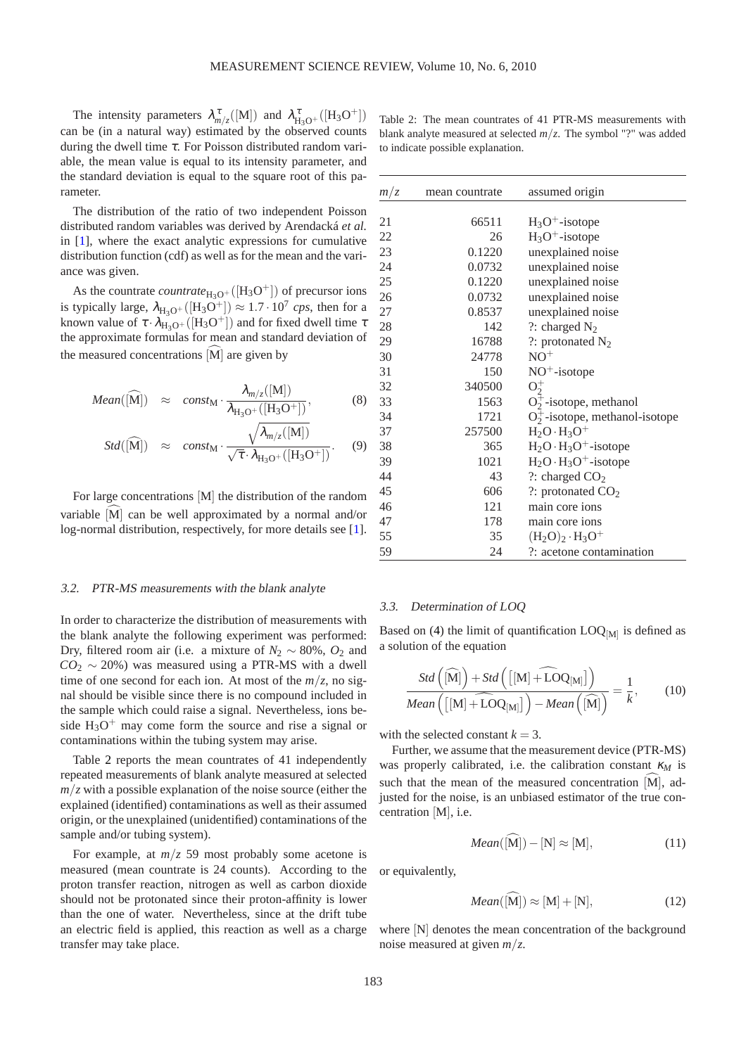The intensity parameters $\lambda^{\tau}_{m/z}([\mathrm{M}])$ and $\lambda^{\tau}_{\mathrm{H_3O^+}}([\mathrm{H_3O^+}])$ can be (in a natural way) estimated by the observed counts during the dwell time $\tau$. For Poisson distributed random variable, the mean value is equal to its intensity parameter, and the standard deviation is equal to the square root of this parameter.

The distribution of the ratio of two independent Poisson distributed random variables was derived by Arendacká *et al.* in [1], where the exact analytic expressions for cumulative distribution function (cdf) as well as for the mean and the variance was given.

As the countrate $countrate_{\mathrm{H_3O^+}}([\mathrm{H_3O^+}])$ of precursor ions is typically large, $\lambda_{\mathrm{H_3O^+}}([\mathrm{H_3O^+}]) \approx 1.7 \cdot 10^7$ *cps*, then for a known value of $\tau \cdot \lambda_{\mathrm{H_3O^+}}([\mathrm{H_3O^+}])$ and for fixed dwell time $\tau$ the approximate formulas for mean and standard deviation of the measured concentrations $\widehat{[\mathrm{M}]}$ are given by

$$Mean(\widehat{[\mathrm{M}]}) \approx const_{\mathrm{M}} \cdot \frac{\lambda_{m/z}([\mathrm{M}])}{\lambda_{\mathrm{H_3O^+}}([\mathrm{H_3O^+}])}, \tag{8}$$

$$Std(\widehat{[\mathrm{M}]}) \approx const_{\mathrm{M}} \cdot \frac{\sqrt{\lambda_{m/z}([\mathrm{M}])}}{\sqrt{\tau} \cdot \lambda_{\mathrm{H_3O^+}}([\mathrm{H_3O^+}])}. \tag{9}$$

For large concentrations $[\mathrm{M}]$ the distribution of the random variable $\widehat{[\mathrm{M}]}$ can be well approximated by a normal and/or log-normal distribution, respectively, for more details see [1].

### 3.2. PTR-MS measurements with the blank analyte

In order to characterize the distribution of measurements with the blank analyte the following experiment was performed: Dry, filtered room air (i.e. a mixture of $N_2 \sim 80\%$, $O_2$ and $CO_2 \sim 20\%$) was measured using a PTR-MS with a dwell time of one second for each ion. At most of the $m/z$, no signal should be visible since there is no compound included in the sample which could raise a signal. Nevertheless, ions beside $\mathrm{H_3O^+}$ may come form the source and rise a signal or contaminations within the tubing system may arise.

Table 2 reports the mean countrates of 41 independently repeated measurements of blank analyte measured at selected $m/z$ with a possible explanation of the noise source (either the explained (identified) contaminations as well as their assumed origin, or the unexplained (unidentified) contaminations of the sample and/or tubing system).

For example, at $m/z$ 59 most probably some acetone is measured (mean countrate is 24 counts). According to the proton transfer reaction, nitrogen as well as carbon dioxide should not be protonated since their proton-affinity is lower than the one of water. Nevertheless, since at the drift tube an electric field is applied, this reaction as well as a charge transfer may take place.

Table 2: The mean countrates of 41 PTR-MS measurements with blank analyte measured at selected $m/z$. The symbol "?" was added to indicate possible explanation.

| $m/z$ | mean countrate | assumed origin |
|---|---|---|
| 21 | 66511 | $\mathrm{H_3O^+}$-isotope |
| 22 | 26 | $\mathrm{H_3O^+}$-isotope |
| 23 | 0.1220 | unexplained noise |
| 24 | 0.0732 | unexplained noise |
| 25 | 0.1220 | unexplained noise |
| 26 | 0.0732 | unexplained noise |
| 27 | 0.8537 | unexplained noise |
| 28 | 142 | ?: charged $\mathrm{N_2}$ |
| 29 | 16788 | ?: protonated $\mathrm{N_2}$ |
| 30 | 24778 | $\mathrm{NO^+}$ |
| 31 | 150 | $\mathrm{NO^+}$-isotope |
| 32 | 340500 | $\mathrm{O_2^+}$ |
| 33 | 1563 | $\mathrm{O_2^+}$-isotope, methanol |
| 34 | 1721 | $\mathrm{O_2^+}$-isotope, methanol-isotope |
| 37 | 257500 | $\mathrm{H_2O \cdot H_3O^+}$ |
| 38 | 365 | $\mathrm{H_2O \cdot H_3O^+}$-isotope |
| 39 | 1021 | $\mathrm{H_2O \cdot H_3O^+}$-isotope |
| 44 | 43 | ?: charged $\mathrm{CO_2}$ |
| 45 | 606 | ?: protonated $\mathrm{CO_2}$ |
| 46 | 121 | main core ions |
| 47 | 178 | main core ions |
| 55 | 35 | $\mathrm{(H_2O)_2 \cdot H_3O^+}$ |
| 59 | 24 | ?: acetone contamination |

### 3.3. Determination of LOQ

Based on (4) the limit of quantification $\mathrm{LOQ}_{[\mathrm{M}]}$ is defined as a solution of the equation

$$\frac{Std\left(\widehat{[\mathrm{M}]}\right) + Std\left(\widehat{\left[[\mathrm{M}] + \mathrm{LOQ}_{[\mathrm{M}]}\right]}\right)}{Mean\left(\widehat{\left[[\mathrm{M}] + \mathrm{LOQ}_{[\mathrm{M}]}\right]}\right) - Mean\left(\widehat{[\mathrm{M}]}\right)} = \frac{1}{k}, \tag{10}$$

with the selected constant $k = 3$.

Further, we assume that the measurement device (PTR-MS) was properly calibrated, i.e. the calibration constant $\kappa_M$ is such that the mean of the measured concentration $\widehat{[\mathrm{M}]}$, adjusted for the noise, is an unbiased estimator of the true concentration $[\mathrm{M}]$, i.e.

$$Mean(\widehat{[\mathrm{M}]}) - [\mathrm{N}] \approx [\mathrm{M}], \tag{11}$$

or equivalently,

$$Mean(\widehat{[\mathrm{M}]}) \approx [\mathrm{M}] + [\mathrm{N}], \tag{12}$$

where $[\mathrm{N}]$ denotes the mean concentration of the background noise measured at given $m/z$.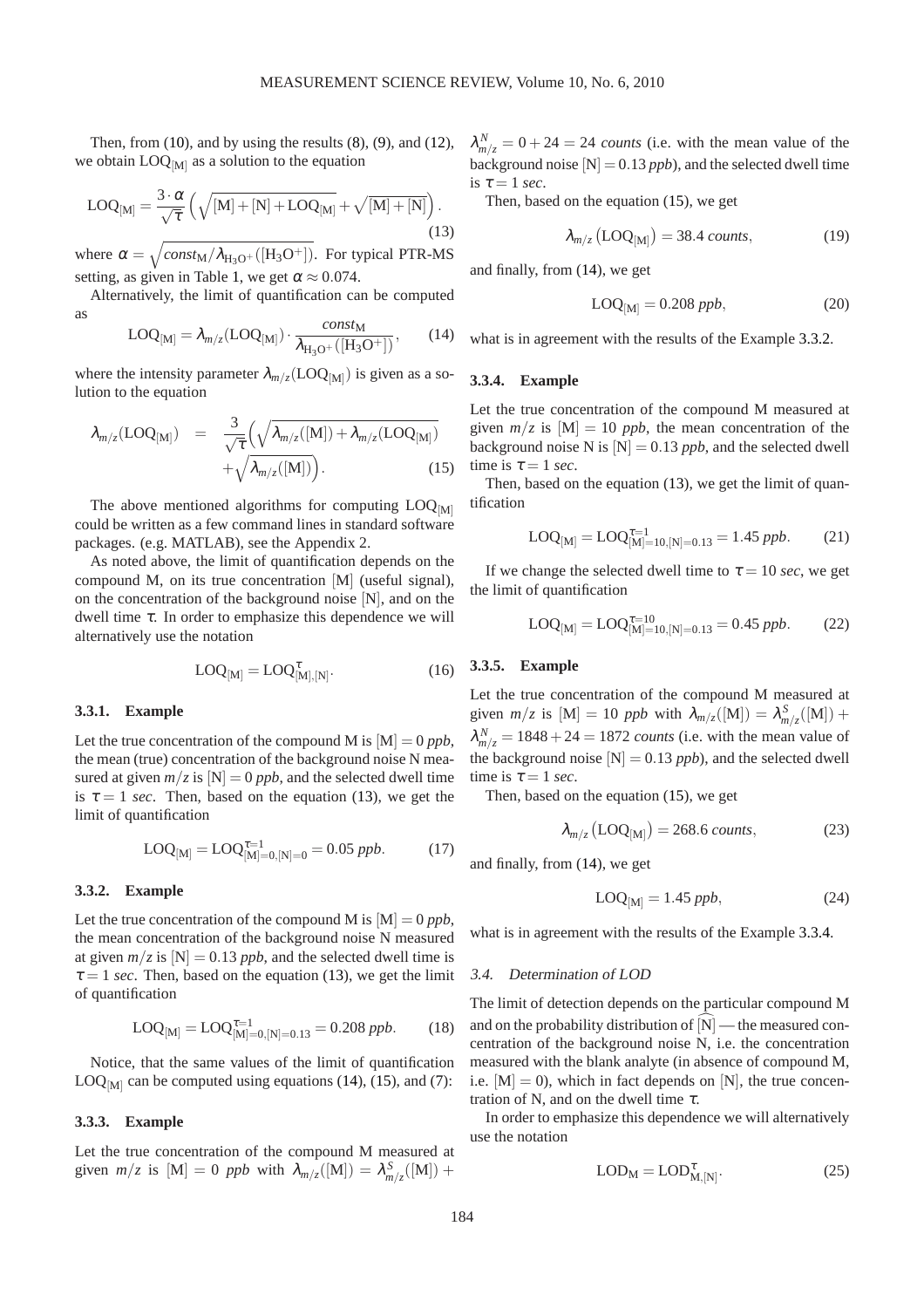Then, from (10), and by using the results (8), (9), and (12), we obtain $\mathrm{LOQ}_{[\mathrm{M}]}$ as a solution to the equation

$$\mathrm{LOQ}_{[\mathrm{M}]} = \frac{3 \cdot \alpha}{\sqrt{\tau}} \left( \sqrt{[\mathrm{M}] + [\mathrm{N}] + \mathrm{LOQ}_{[\mathrm{M}]}} + \sqrt{[\mathrm{M}] + [\mathrm{N}]} \right). \tag{13}$$

where $\alpha = \sqrt{const_{\mathrm{M}} / \lambda_{\mathrm{H_3O^+}}([\mathrm{H_3O^+}])}$. For typical PTR-MS setting, as given in Table 1, we get $\alpha \approx 0.074$.

Alternatively, the limit of quantification can be computed as

$$\mathrm{LOQ}_{[\mathrm{M}]} = \lambda_{m/z}(\mathrm{LOQ}_{[\mathrm{M}]}) \cdot \frac{const_{\mathrm{M}}}{\lambda_{\mathrm{H_3O^+}}([\mathrm{H_3O^+}])}, \tag{14}$$

where the intensity parameter $\lambda_{m/z}(\mathrm{LOQ}_{[\mathrm{M}]})$ is given as a solution to the equation

$$\begin{aligned} \lambda_{m/z}(\mathrm{LOQ}_{[\mathrm{M}]}) &= \frac{3}{\sqrt{\tau}} \Big( \sqrt{\lambda_{m/z}([\mathrm{M}]) + \lambda_{m/z}(\mathrm{LOQ}_{[\mathrm{M}]})} \\ &\quad + \sqrt{\lambda_{m/z}([\mathrm{M}])} \Big). \end{aligned} \tag{15}$$

The above mentioned algorithms for computing $\mathrm{LOQ}_{[\mathrm{M}]}$ could be written as a few command lines in standard software packages. (e.g. MATLAB), see the Appendix 2.

As noted above, the limit of quantification depends on the compound M, on its true concentration [M] (useful signal), on the concentration of the background noise [N], and on the dwell time $\tau$. In order to emphasize this dependence we will alternatively use the notation

$$\mathrm{LOQ}_{[\mathrm{M}]} = \mathrm{LOQ}^{\tau}_{[\mathrm{M}],[\mathrm{N}]}. \tag{16}$$

#### 3.3.1. Example

Let the true concentration of the compound M is $[\mathrm{M}] = 0$ *ppb*, the mean (true) concentration of the background noise N measured at given $m/z$ is $[\mathrm{N}] = 0$ *ppb*, and the selected dwell time is $\tau = 1$ *sec*. Then, based on the equation (13), we get the limit of quantification

$$\mathrm{LOQ}_{[\mathrm{M}]} = \mathrm{LOQ}^{\tau=1}_{[\mathrm{M}]=0,[\mathrm{N}]=0} = 0.05 \; ppb. \tag{17}$$

#### 3.3.2. Example

Let the true concentration of the compound M is $[\mathrm{M}] = 0$ *ppb*, the mean concentration of the background noise N measured at given $m/z$ is $[\mathrm{N}] = 0.13$ *ppb*, and the selected dwell time is $\tau = 1$ *sec*. Then, based on the equation (13), we get the limit of quantification

$$\mathrm{LOQ}_{[\mathrm{M}]} = \mathrm{LOQ}^{\tau=1}_{[\mathrm{M}]=0,[\mathrm{N}]=0.13} = 0.208 \; ppb. \tag{18}$$

Notice, that the same values of the limit of quantification $\mathrm{LOQ}_{[\mathrm{M}]}$ can be computed using equations (14), (15), and (7):

#### 3.3.3. Example

Let the true concentration of the compound M measured at given $m/z$ is $[\mathrm{M}] = 0$ *ppb* with $\lambda_{m/z}([\mathrm{M}]) = \lambda^{S}_{m/z}([\mathrm{M}]) + \lambda^{N}_{m/z} = 0 + 24 = 24$ *counts* (i.e. with the mean value of the background noise $[\mathrm{N}] = 0.13$ *ppb*), and the selected dwell time is $\tau = 1$ *sec*.

Then, based on the equation (15), we get

$$\lambda_{m/z}\left(\mathrm{LOQ}_{[\mathrm{M}]}\right) = 38.4 \; counts, \tag{19}$$

and finally, from (14), we get

$$\mathrm{LOQ}_{[\mathrm{M}]} = 0.208 \; ppb, \tag{20}$$

what is in agreement with the results of the Example 3.3.2.

#### 3.3.4. Example

Let the true concentration of the compound M measured at given $m/z$ is $[\mathrm{M}] = 10$ *ppb*, the mean concentration of the background noise N is $[\mathrm{N}] = 0.13$ *ppb*, and the selected dwell time is $\tau = 1$ *sec*.

Then, based on the equation (13), we get the limit of quantification

$$\mathrm{LOQ}_{[\mathrm{M}]} = \mathrm{LOQ}^{\tau=1}_{[\mathrm{M}]=10,[\mathrm{N}]=0.13} = 1.45 \; ppb. \tag{21}$$

If we change the selected dwell time to $\tau = 10$ *sec*, we get the limit of quantification

$$\mathrm{LOQ}_{[\mathrm{M}]} = \mathrm{LOQ}^{\tau=10}_{[\mathrm{M}]=10,[\mathrm{N}]=0.13} = 0.45 \; ppb. \tag{22}$$

#### 3.3.5. Example

Let the true concentration of the compound M measured at given $m/z$ is $[\mathrm{M}] = 10$ *ppb* with $\lambda_{m/z}([\mathrm{M}]) = \lambda^{S}_{m/z}([\mathrm{M}]) + \lambda^{N}_{m/z} = 1848 + 24 = 1872$ *counts* (i.e. with the mean value of the background noise $[\mathrm{N}] = 0.13$ *ppb*), and the selected dwell time is $\tau = 1$ *sec*.

Then, based on the equation (15), we get

$$\lambda_{m/z}\left(\mathrm{LOQ}_{[\mathrm{M}]}\right) = 268.6 \; counts, \tag{23}$$

and finally, from (14), we get

$$\mathrm{LOQ}_{[\mathrm{M}]} = 1.45 \; ppb, \tag{24}$$

what is in agreement with the results of the Example 3.3.4.

### 3.4. Determination of LOD

The limit of detection depends on the particular compound M and on the probability distribution of $\widehat{[\mathrm{N}]}$ — the measured concentration of the background noise N, i.e. the concentration measured with the blank analyte (in absence of compound M, i.e. $[\mathrm{M}] = 0$), which in fact depends on [N], the true concentration of N, and on the dwell time $\tau$.

In order to emphasize this dependence we will alternatively use the notation

$$\mathrm{LOD}_{\mathrm{M}} = \mathrm{LOD}^{\tau}_{\mathrm{M},[\mathrm{N}]}. \tag{25}$$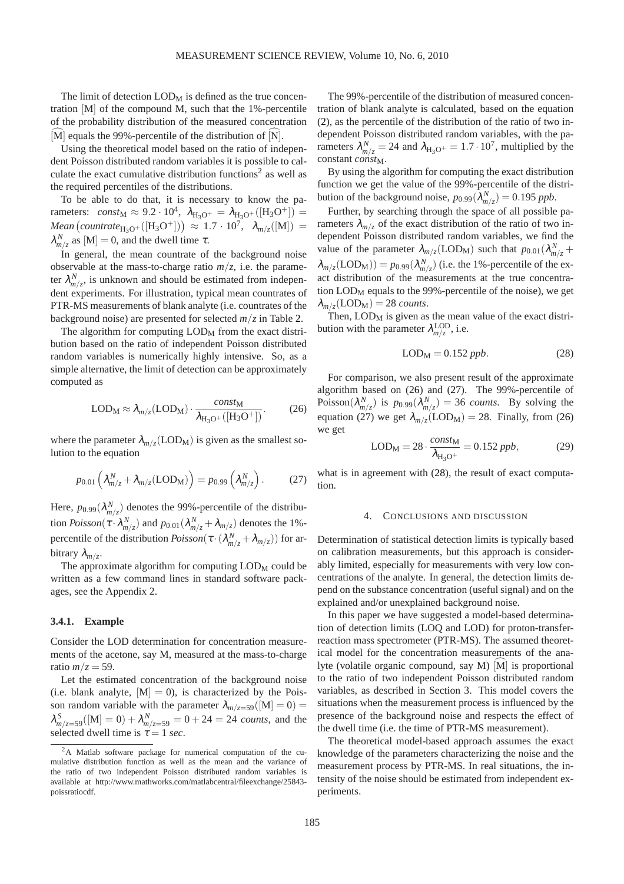The limit of detection $\text{LOD}_\text{M}$ is defined as the true concentration $[\text{M}]$ of the compound M, such that the 1%-percentile of the probability distribution of the measured concentration $\widehat{[\text{M}]}$ equals the 99%-percentile of the distribution of $\widehat{[\text{N}]}$.

Using the theoretical model based on the ratio of independent Poisson distributed random variables it is possible to calculate the exact cumulative distribution functions[2] as well as the required percentiles of the distributions.

To be able to do that, it is necessary to know the parameters: $const_\text{M} \approx 9.2 \cdot 10^4$, $\lambda_{\text{H}_3\text{O}^+} = \lambda_{\text{H}_3\text{O}^+}([\text{H}_3\text{O}^+]) = Mean\left(countrate_{\text{H}_3\text{O}^+}([\text{H}_3\text{O}^+])\right) \approx 1.7 \cdot 10^7$, $\lambda_{m/z}([\text{M}]) = \lambda_{m/z}^N$ as $[\text{M}] = 0$, and the dwell time $\tau$.

In general, the mean countrate of the background noise observable at the mass-to-charge ratio $m/z$, i.e. the parameter $\lambda_{m/z}^N$, is unknown and should be estimated from independent experiments. For illustration, typical mean countrates of PTR-MS measurements of blank analyte (i.e. countrates of the background noise) are presented for selected $m/z$ in Table 2.

The algorithm for computing $\text{LOD}_\text{M}$ from the exact distribution based on the ratio of independent Poisson distributed random variables is numerically highly intensive. So, as a simple alternative, the limit of detection can be approximately computed as

$$\text{LOD}_\text{M} \approx \lambda_{m/z}(\text{LOD}_\text{M}) \cdot \frac{const_\text{M}}{\lambda_{\text{H}_3\text{O}^+}([\text{H}_3\text{O}^+])}. \tag{26}$$

where the parameter $\lambda_{m/z}(\text{LOD}_\text{M})$ is given as the smallest solution to the equation

$$p_{0.01}\left(\lambda_{m/z}^N + \lambda_{m/z}(\text{LOD}_\text{M})\right) = p_{0.99}\left(\lambda_{m/z}^N\right). \tag{27}$$

Here, $p_{0.99}(\lambda_{m/z}^N)$ denotes the 99%-percentile of the distribution $Poisson(\tau \cdot \lambda_{m/z}^N)$ and $p_{0.01}(\lambda_{m/z}^N + \lambda_{m/z})$ denotes the 1%-percentile of the distribution $Poisson(\tau \cdot (\lambda_{m/z}^N + \lambda_{m/z}))$ for arbitrary $\lambda_{m/z}$.

The approximate algorithm for computing $\text{LOD}_\text{M}$ could be written as a few command lines in standard software packages, see the Appendix 2.

#### 3.4.1. Example

Consider the LOD determination for concentration measurements of the acetone, say M, measured at the mass-to-charge ratio $m/z = 59$.

Let the estimated concentration of the background noise (i.e. blank analyte, $[\text{M}] = 0$), is characterized by the Poisson random variable with the parameter $\lambda_{m/z=59}([\text{M}] = 0) = \lambda_{m/z=59}^S([\text{M}] = 0) + \lambda_{m/z=59}^N = 0 + 24 = 24$ *counts*, and the selected dwell time is $\tau = 1$ *sec*.

The 99%-percentile of the distribution of measured concentration of blank analyte is calculated, based on the equation (2), as the percentile of the distribution of the ratio of two independent Poisson distributed random variables, with the parameters $\lambda_{m/z}^N = 24$ and $\lambda_{\text{H}_3\text{O}^+} = 1.7 \cdot 10^7$, multiplied by the constant $const_\text{M}$.

By using the algorithm for computing the exact distribution function we get the value of the 99%-percentile of the distribution of the background noise, $p_{0.99}(\lambda_{m/z}^N) = 0.195$ *ppb*.

Further, by searching through the space of all possible parameters $\lambda_{m/z}$ of the exact distribution of the ratio of two independent Poisson distributed random variables, we find the value of the parameter $\lambda_{m/z}(\text{LOD}_\text{M})$ such that $p_{0.01}(\lambda_{m/z}^N + \lambda_{m/z}(\text{LOD}_\text{M})) = p_{0.99}(\lambda_{m/z}^N)$ (i.e. the 1%-percentile of the exact distribution of the measurements at the true concentration $\text{LOD}_\text{M}$ equals to the 99%-percentile of the noise), we get $\lambda_{m/z}(\text{LOD}_\text{M}) = 28$ *counts*.

Then, $\text{LOD}_\text{M}$ is given as the mean value of the exact distribution with the parameter $\lambda_{m/z}^{\text{LOD}}$, i.e.

$$\text{LOD}_\text{M} = 0.152 \; ppb. \tag{28}$$

For comparison, we also present result of the approximate algorithm based on (26) and (27). The 99%-percentile of $\text{Poisson}(\lambda_{m/z}^N)$ is $p_{0.99}(\lambda_{m/z}^N) = 36$ *counts*. By solving the equation (27) we get $\lambda_{m/z}(\text{LOD}_\text{M}) = 28$. Finally, from (26) we get

$$\text{LOD}_\text{M} = 28 \cdot \frac{const_\text{M}}{\lambda_{\text{H}_3\text{O}^+}} = 0.152 \; ppb, \tag{29}$$

what is in agreement with (28), the result of exact computation.

## 4. Conclusions and discussion

Determination of statistical detection limits is typically based on calibration measurements, but this approach is considerably limited, especially for measurements with very low concentrations of the analyte. In general, the detection limits depend on the substance concentration (useful signal) and on the explained and/or unexplained background noise.

In this paper we have suggested a model-based determination of detection limits (LOQ and LOD) for proton-transfer-reaction mass spectrometer (PTR-MS). The assumed theoretical model for the concentration measurements of the analyte (volatile organic compound, say M) $\widehat{[\text{M}]}$ is proportional to the ratio of two independent Poisson distributed random variables, as described in Section 3. This model covers the situations when the measurement process is influenced by the presence of the background noise and respects the effect of the dwell time (i.e. the time of PTR-MS measurement).

The theoretical model-based approach assumes the exact knowledge of the parameters characterizing the noise and the measurement process by PTR-MS. In real situations, the intensity of the noise should be estimated from independent experiments.

---

[2] A Matlab software package for numerical computation of the cumulative distribution function as well as the mean and the variance of the ratio of two independent Poisson distributed random variables is available at http://www.mathworks.com/matlabcentral/fileexchange/25843-poissratiocdf.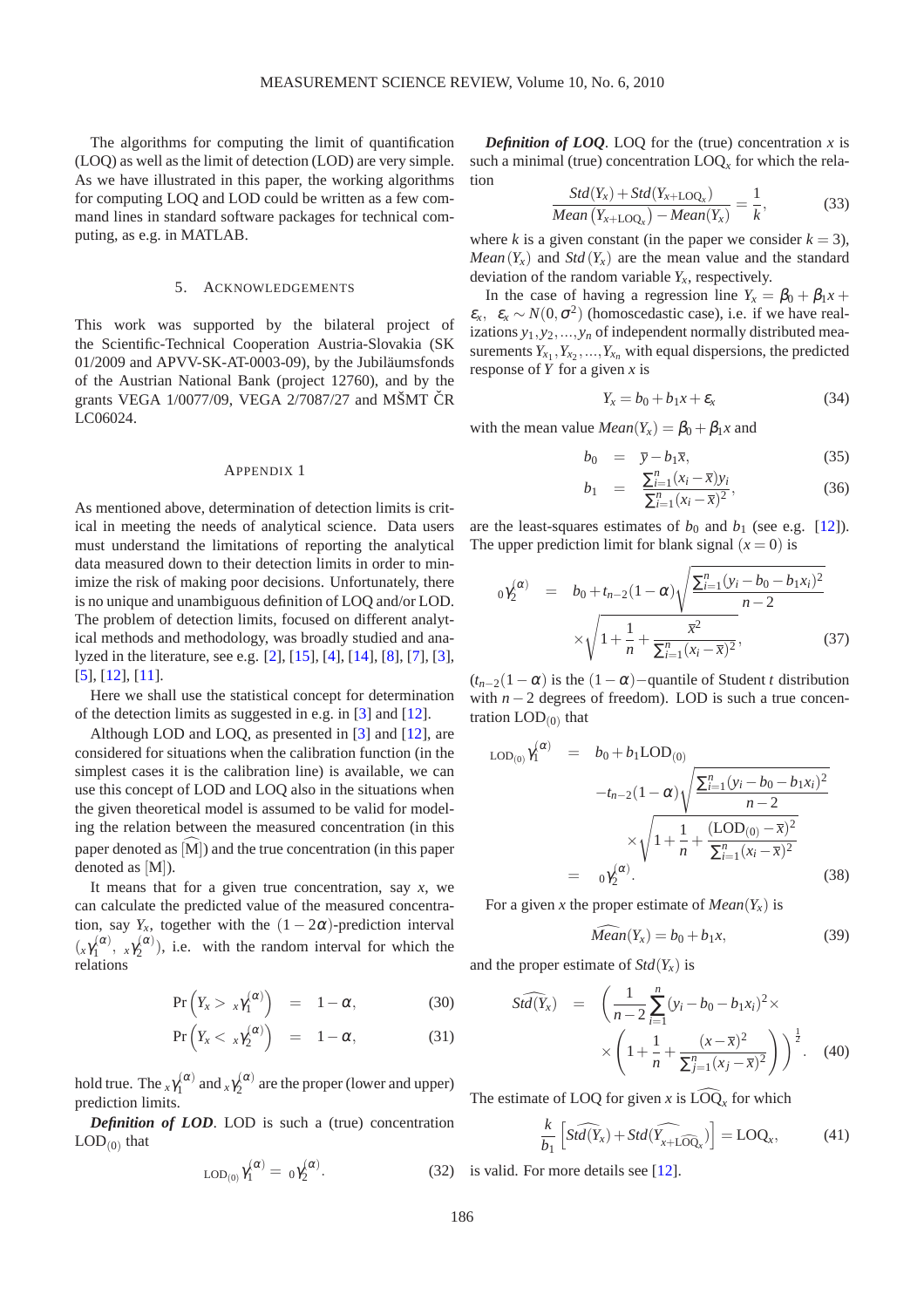The algorithms for computing the limit of quantification (LOQ) as well as the limit of detection (LOD) are very simple. As we have illustrated in this paper, the working algorithms for computing LOQ and LOD could be written as a few command lines in standard software packages for technical computing, as e.g. in MATLAB.

## 5. Acknowledgements

This work was supported by the bilateral project of the Scientific-Technical Cooperation Austria-Slovakia (SK 01/2009 and APVV-SK-AT-0003-09), by the Jubiläumsfonds of the Austrian National Bank (project 12760), and by the grants VEGA 1/0077/09, VEGA 2/7087/27 and MŠMT ČR LC06024.

## Appendix 1

As mentioned above, determination of detection limits is critical in meeting the needs of analytical science. Data users must understand the limitations of reporting the analytical data measured down to their detection limits in order to minimize the risk of making poor decisions. Unfortunately, there is no unique and unambiguous definition of LOQ and/or LOD. The problem of detection limits, focused on different analytical methods and methodology, was broadly studied and analyzed in the literature, see e.g. [2], [15], [4], [14], [8], [7], [3], [5], [12], [11].

Here we shall use the statistical concept for determination of the detection limits as suggested in e.g. in [3] and [12].

Although LOD and LOQ, as presented in [3] and [12], are considered for situations when the calibration function (in the simplest cases it is the calibration line) is available, we can use this concept of LOD and LOQ also in the situations when the given theoretical model is assumed to be valid for modeling the relation between the measured concentration (in this paper denoted as $\widehat{[\mathrm{M}]}$) and the true concentration (in this paper denoted as [M]).

It means that for a given true concentration, say $x$, we can calculate the predicted value of the measured concentration, say $Y_x$, together with the $(1-2\alpha)$-prediction interval $({}_x\gamma_1^{(\alpha)}, {}_x\gamma_2^{(\alpha)})$, i.e. with the random interval for which the relations

$$\Pr\left(Y_x > {}_x\gamma_1^{(\alpha)}\right) = 1-\alpha, \tag{30}$$

$$\Pr\left(Y_x < {}_x\gamma_2^{(\alpha)}\right) = 1-\alpha, \tag{31}$$

hold true. The ${}_x\gamma_1^{(\alpha)}$ and ${}_x\gamma_2^{(\alpha)}$ are the proper (lower and upper) prediction limits.

***Definition of LOD***. LOD is such a (true) concentration $\mathrm{LOD}_{(0)}$ that

$${}_{\mathrm{LOD}_{(0)}}\gamma_1^{(\alpha)} = {}_0\gamma_2^{(\alpha)}. \tag{32}$$

***Definition of LOQ***. LOQ for the (true) concentration $x$ is such a minimal (true) concentration $\mathrm{LOQ}_x$ for which the relation

$$\frac{Std(Y_x) + Std(Y_{x+\mathrm{LOQ}_x})}{Mean\left(Y_{x+\mathrm{LOQ}_x}\right) - Mean(Y_x)} = \frac{1}{k}, \tag{33}$$

where $k$ is a given constant (in the paper we consider $k = 3$), $Mean(Y_x)$ and $Std(Y_x)$ are the mean value and the standard deviation of the random variable $Y_x$, respectively.

In the case of having a regression line $Y_x = \beta_0 + \beta_1 x + \varepsilon_x$, $\varepsilon_x \sim N(0, \sigma^2)$ (homoscedastic case), i.e. if we have realizations $y_1, y_2, \ldots, y_n$ of independent normally distributed measurements $Y_{x_1}, Y_{x_2}, \ldots, Y_{x_n}$ with equal dispersions, the predicted response of $Y$ for a given $x$ is

$$Y_x = b_0 + b_1 x + \varepsilon_x \tag{34}$$

with the mean value $Mean(Y_x) = \beta_0 + \beta_1 x$ and

$$b_0 = \bar{y} - b_1 \bar{x}, \tag{35}$$

$$b_1 = \frac{\sum_{i=1}^{n}(x_i - \bar{x})y_i}{\sum_{i=1}^{n}(x_i - \bar{x})^2}, \tag{36}$$

are the least-squares estimates of $b_0$ and $b_1$ (see e.g. [12]). The upper prediction limit for blank signal ($x = 0$) is

$${}_0\gamma_2^{(\alpha)} = b_0 + t_{n-2}(1-\alpha)\sqrt{\frac{\sum_{i=1}^{n}(y_i - b_0 - b_1 x_i)^2}{n-2}} \times \sqrt{1 + \frac{1}{n} + \frac{\bar{x}^2}{\sum_{i=1}^{n}(x_i - \bar{x})^2}}, \tag{37}$$

($t_{n-2}(1-\alpha)$ is the $(1-\alpha)-$quantile of Student $t$ distribution with $n-2$ degrees of freedom). LOD is such a true concentration $\mathrm{LOD}_{(0)}$ that

$$\begin{aligned}
{}_{\mathrm{LOD}_{(0)}}\gamma_1^{(\alpha)} &= b_0 + b_1 \mathrm{LOD}_{(0)} \\
&\quad - t_{n-2}(1-\alpha)\sqrt{\frac{\sum_{i=1}^{n}(y_i - b_0 - b_1 x_i)^2}{n-2}} \\
&\quad \times \sqrt{1 + \frac{1}{n} + \frac{(\mathrm{LOD}_{(0)} - \bar{x})^2}{\sum_{i=1}^{n}(x_i - \bar{x})^2}} \\
&= {}_0\gamma_2^{(\alpha)}.
\end{aligned} \tag{38}$$

For a given $x$ the proper estimate of $Mean(Y_x)$ is

$$\widehat{Mean}(Y_x) = b_0 + b_1 x, \tag{39}$$

and the proper estimate of $Std(Y_x)$ is

$$\widehat{Std}(Y_x) = \left(\frac{1}{n-2}\sum_{i=1}^{n}(y_i - b_0 - b_1 x_i)^2 \times \left(1 + \frac{1}{n} + \frac{(x - \bar{x})^2}{\sum_{j=1}^{n}(x_j - \bar{x})^2}\right)\right)^{\frac{1}{2}}. \tag{40}$$

The estimate of LOQ for given $x$ is $\widehat{\mathrm{LOQ}}_x$ for which

$$\frac{k}{b_1}\left[\widehat{Std}(Y_x) + \widehat{Std}(Y_{x+\widehat{\mathrm{LOQ}}_x})\right] = \mathrm{LOQ}_x, \tag{41}$$

is valid. For more details see [12].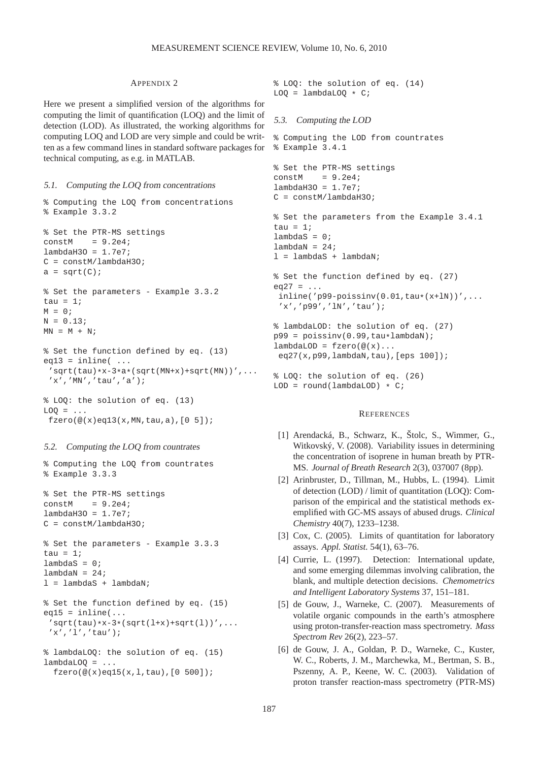## APPENDIX 2

Here we present a simplified version of the algorithms for computing the limit of quantification (LOQ) and the limit of detection (LOD). As illustrated, the working algorithms for computing LOQ and LOD are very simple and could be written as a few command lines in standard software packages for technical computing, as e.g. in MATLAB.

### 5.1. Computing the LOQ from concentrations

```
% Computing the LOQ from concentrations
% Example 3.3.2

% Set the PTR-MS settings
constM    = 9.2e4;
lambdaH3O = 1.7e7;
C = constM/lambdaH3O;
a = sqrt(C);

% Set the parameters - Example 3.3.2
tau = 1;
M = 0;
N = 0.13;
MN = M + N;

% Set the function defined by eq. (13)
eq13 = inline( ...
 'sqrt(tau)*x-3*a*(sqrt(MN+x)+sqrt(MN))',...
 'x','MN','tau','a');

% LOQ: the solution of eq. (13)
LOQ = ...
 fzero(@(x)eq13(x,MN,tau,a),[0 5]);
```

### 5.2. Computing the LOQ from countrates

```
% Computing the LOQ from countrates
% Example 3.3.3

% Set the PTR-MS settings
constM    = 9.2e4;
lambdaH3O = 1.7e7;
C = constM/lambdaH3O;

% Set the parameters - Example 3.3.3
tau = 1;
lambdaS = 0;
lambdaN = 24;
l = lambdaS + lambdaN;

% Set the function defined by eq. (15)
eq15 = inline(...
 'sqrt(tau)*x-3*(sqrt(l+x)+sqrt(l))',...
 'x','l','tau');

% lambdaLOQ: the solution of eq. (15)
lambdaLOQ = ...
  fzero(@(x)eq15(x,l,tau),[0 500]);

% LOQ: the solution of eq. (14)
LOQ = lambdaLOQ * C;
```

### 5.3. Computing the LOD

```
% Computing the LOD from countrates
% Example 3.4.1

% Set the PTR-MS settings
constM    = 9.2e4;
lambdaH3O = 1.7e7;
C = constM/lambdaH3O;

% Set the parameters from the Example 3.4.1
tau = 1;
lambdaS = 0;
lambdaN = 24;
l = lambdaS + lambdaN;

% Set the function defined by eq. (27)
eq27 = ...
 inline('p99-poissinv(0.01,tau*(x+lN))',...
 'x','p99','lN','tau');

% lambdaLOD: the solution of eq. (27)
p99 = poissinv(0.99,tau*lambdaN);
lambdaLOD = fzero(@(x)...
 eq27(x,p99,lambdaN,tau),[eps 100]);

% LOQ: the solution of eq. (26)
LOD = round(lambdaLOD) * C;
```

## REFERENCES

[1] Arendacká, B., Schwarz, K., Štolc, S., Wimmer, G., Witkovský, V. (2008). Variability issues in determining the concentration of isoprene in human breath by PTR-MS. *Journal of Breath Research* 2(3), 037007 (8pp).

[2] Arinbruster, D., Tillman, M., Hubbs, L. (1994). Limit of detection (LOD) / limit of quantitation (LOQ): Comparison of the empirical and the statistical methods exemplified with GC-MS assays of abused drugs. *Clinical Chemistry* 40(7), 1233–1238.

[3] Cox, C. (2005). Limits of quantitation for laboratory assays. *Appl. Statist.* 54(1), 63–76.

[4] Currie, L. (1997). Detection: International update, and some emerging dilemmas involving calibration, the blank, and multiple detection decisions. *Chemometrics and Intelligent Laboratory Systems* 37, 151–181.

[5] de Gouw, J., Warneke, C. (2007). Measurements of volatile organic compounds in the earth's atmosphere using proton-transfer-reaction mass spectrometry. *Mass Spectrom Rev* 26(2), 223–57.

[6] de Gouw, J. A., Goldan, P. D., Warneke, C., Kuster, W. C., Roberts, J. M., Marchewka, M., Bertman, S. B., Pszenny, A. P., Keene, W. C. (2003). Validation of proton transfer reaction-mass spectrometry (PTR-MS)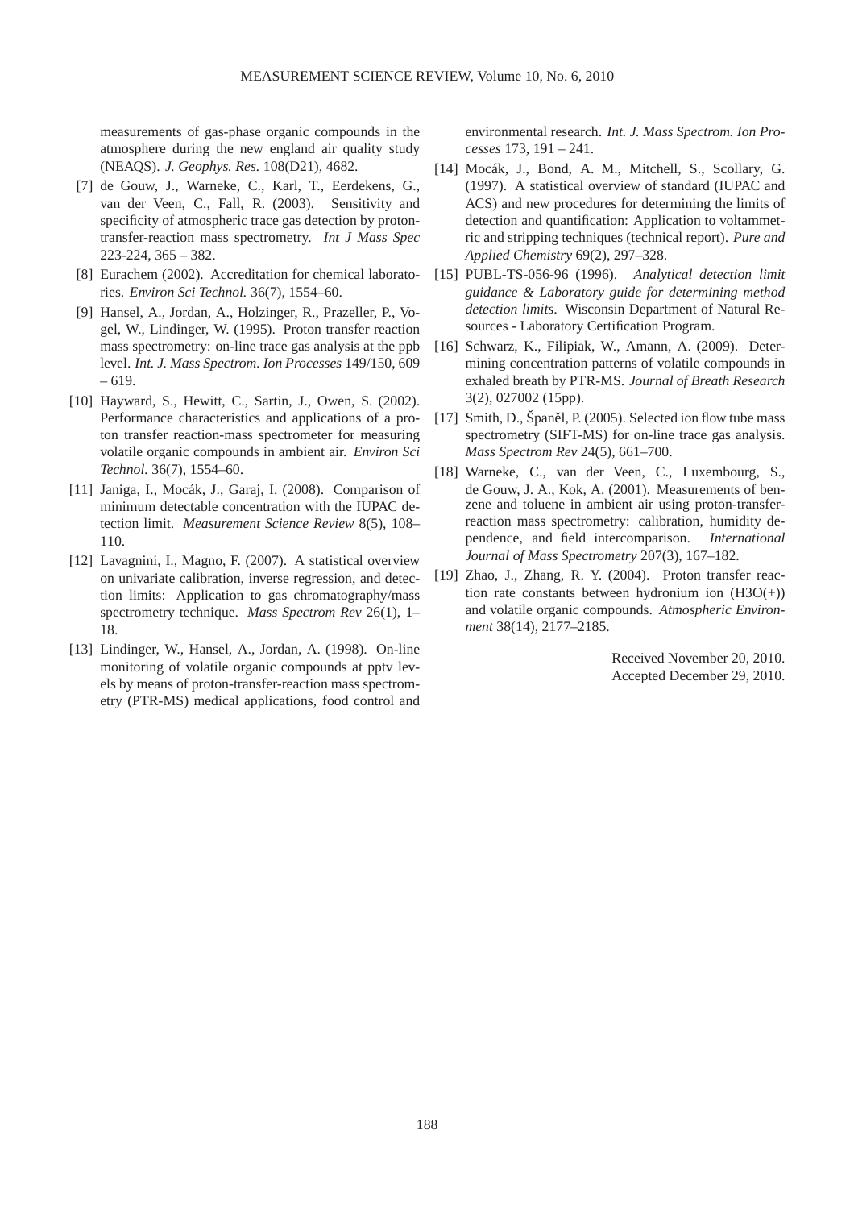measurements of gas-phase organic compounds in the atmosphere during the new england air quality study (NEAQS). *J. Geophys. Res.* 108(D21), 4682.

[7] de Gouw, J., Warneke, C., Karl, T., Eerdekens, G., van der Veen, C., Fall, R. (2003). Sensitivity and specificity of atmospheric trace gas detection by proton-transfer-reaction mass spectrometry. *Int J Mass Spec* 223-224, 365 – 382.

[8] Eurachem (2002). Accreditation for chemical laboratories. *Environ Sci Technol.* 36(7), 1554–60.

[9] Hansel, A., Jordan, A., Holzinger, R., Prazeller, P., Vogel, W., Lindinger, W. (1995). Proton transfer reaction mass spectrometry: on-line trace gas analysis at the ppb level. *Int. J. Mass Spectrom. Ion Processes* 149/150, 609 – 619.

[10] Hayward, S., Hewitt, C., Sartin, J., Owen, S. (2002). Performance characteristics and applications of a proton transfer reaction-mass spectrometer for measuring volatile organic compounds in ambient air. *Environ Sci Technol.* 36(7), 1554–60.

[11] Janiga, I., Mocák, J., Garaj, I. (2008). Comparison of minimum detectable concentration with the IUPAC detection limit. *Measurement Science Review* 8(5), 108–110.

[12] Lavagnini, I., Magno, F. (2007). A statistical overview on univariate calibration, inverse regression, and detection limits: Application to gas chromatography/mass spectrometry technique. *Mass Spectrom Rev* 26(1), 1–18.

[13] Lindinger, W., Hansel, A., Jordan, A. (1998). On-line monitoring of volatile organic compounds at pptv levels by means of proton-transfer-reaction mass spectrometry (PTR-MS) medical applications, food control and environmental research. *Int. J. Mass Spectrom. Ion Processes* 173, 191 – 241.

[14] Mocák, J., Bond, A. M., Mitchell, S., Scollary, G. (1997). A statistical overview of standard (IUPAC and ACS) and new procedures for determining the limits of detection and quantification: Application to voltammetric and stripping techniques (technical report). *Pure and Applied Chemistry* 69(2), 297–328.

[15] PUBL-TS-056-96 (1996). *Analytical detection limit guidance & Laboratory guide for determining method detection limits.* Wisconsin Department of Natural Resources - Laboratory Certification Program.

[16] Schwarz, K., Filipiak, W., Amann, A. (2009). Determining concentration patterns of volatile compounds in exhaled breath by PTR-MS. *Journal of Breath Research* 3(2), 027002 (15pp).

[17] Smith, D., Španěl, P. (2005). Selected ion flow tube mass spectrometry (SIFT-MS) for on-line trace gas analysis. *Mass Spectrom Rev* 24(5), 661–700.

[18] Warneke, C., van der Veen, C., Luxembourg, S., de Gouw, J. A., Kok, A. (2001). Measurements of benzene and toluene in ambient air using proton-transfer-reaction mass spectrometry: calibration, humidity dependence, and field intercomparison. *International Journal of Mass Spectrometry* 207(3), 167–182.

[19] Zhao, J., Zhang, R. Y. (2004). Proton transfer reaction rate constants between hydronium ion (H3O(+)) and volatile organic compounds. *Atmospheric Environment* 38(14), 2177–2185.

Received November 20, 2010.
Accepted December 29, 2010.